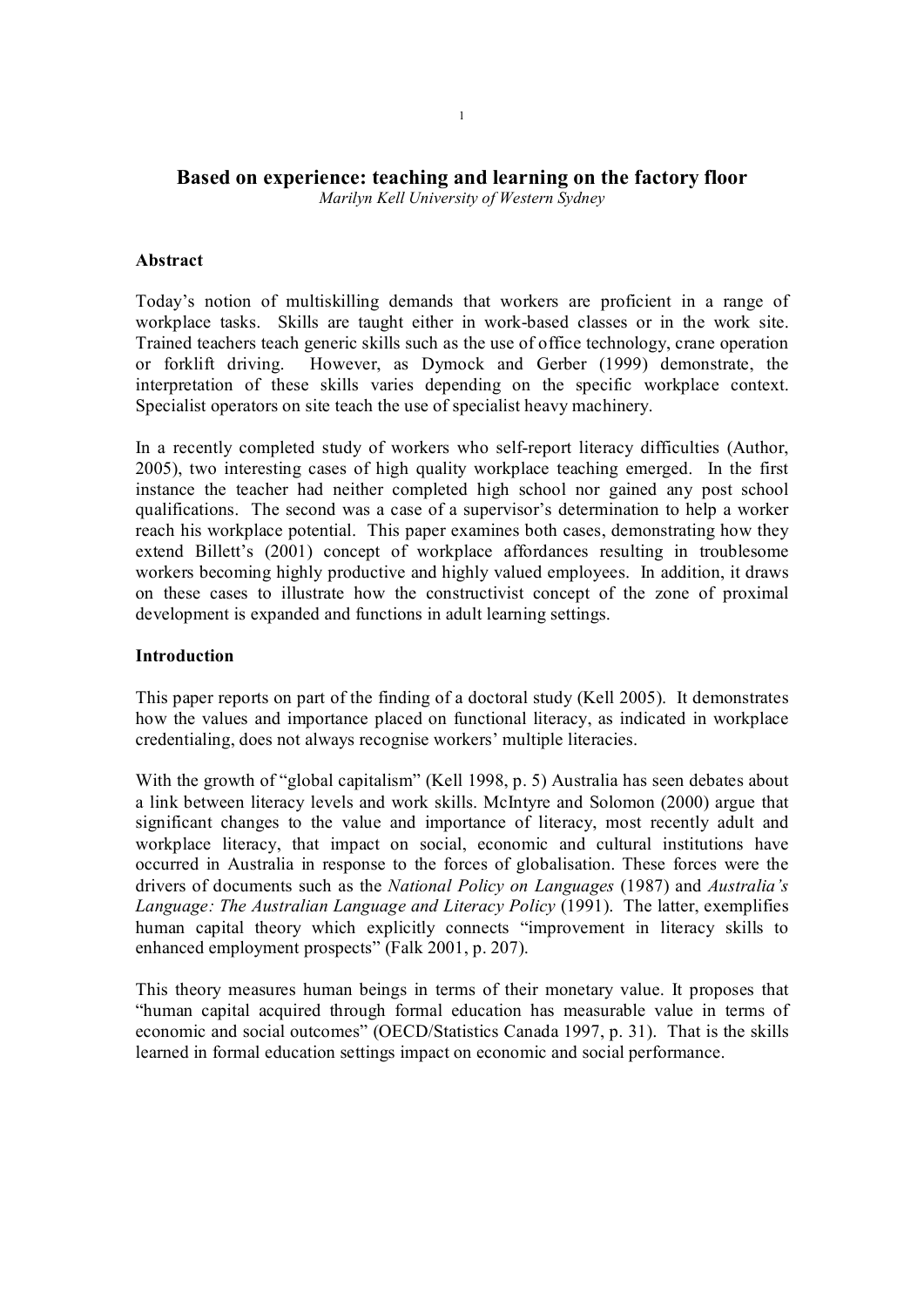# Based on experience: teaching and learning on the factory floor

*Marilyn Kell University of Western Sydney*

## Abstract

Today's notion of multiskilling demands that workers are proficient in a range of workplace tasks. Skills are taught either in work-based classes or in the work site. Trained teachers teach generic skills such as the use of office technology, crane operation or forklift driving. However, as Dymock and Gerber (1999) demonstrate, the interpretation of these skills varies depending on the specific workplace context. Specialist operators on site teach the use of specialist heavy machinery.

In a recently completed study of workers who self-report literacy difficulties (Author, 2005), two interesting cases of high quality workplace teaching emerged. In the first instance the teacher had neither completed high school nor gained any post school qualifications. The second was a case of a supervisor's determination to help a worker reach his workplace potential. This paper examines both cases, demonstrating how they extend Billett's (2001) concept of workplace affordances resulting in troublesome workers becoming highly productive and highly valued employees. In addition, it draws on these cases to illustrate how the constructivist concept of the zone of proximal development is expanded and functions in adult learning settings.

## Introduction

This paper reports on part of the finding of a doctoral study (Kell 2005). It demonstrates how the values and importance placed on functional literacy, as indicated in workplace credentialing, does not always recognise workers' multiple literacies.

With the growth of "global capitalism" (Kell 1998, p. 5) Australia has seen debates about a link between literacy levels and work skills. McIntyre and Solomon (2000) argue that significant changes to the value and importance of literacy, most recently adult and workplace literacy, that impact on social, economic and cultural institutions have occurred in Australia in response to the forces of globalisation. These forces were the drivers of documents such as the *National Policy on Languages* (1987) and *Australia's Language: The Australian Language and Literacy Policy* (1991). The latter, exemplifies human capital theory which explicitly connects "improvement in literacy skills to enhanced employment prospects" (Falk 2001, p. 207).

This theory measures human beings in terms of their monetary value. It proposes that "human capital acquired through formal education has measurable value in terms of economic and social outcomes" (OECD/Statistics Canada 1997, p. 31). That is the skills learned in formal education settings impact on economic and social performance.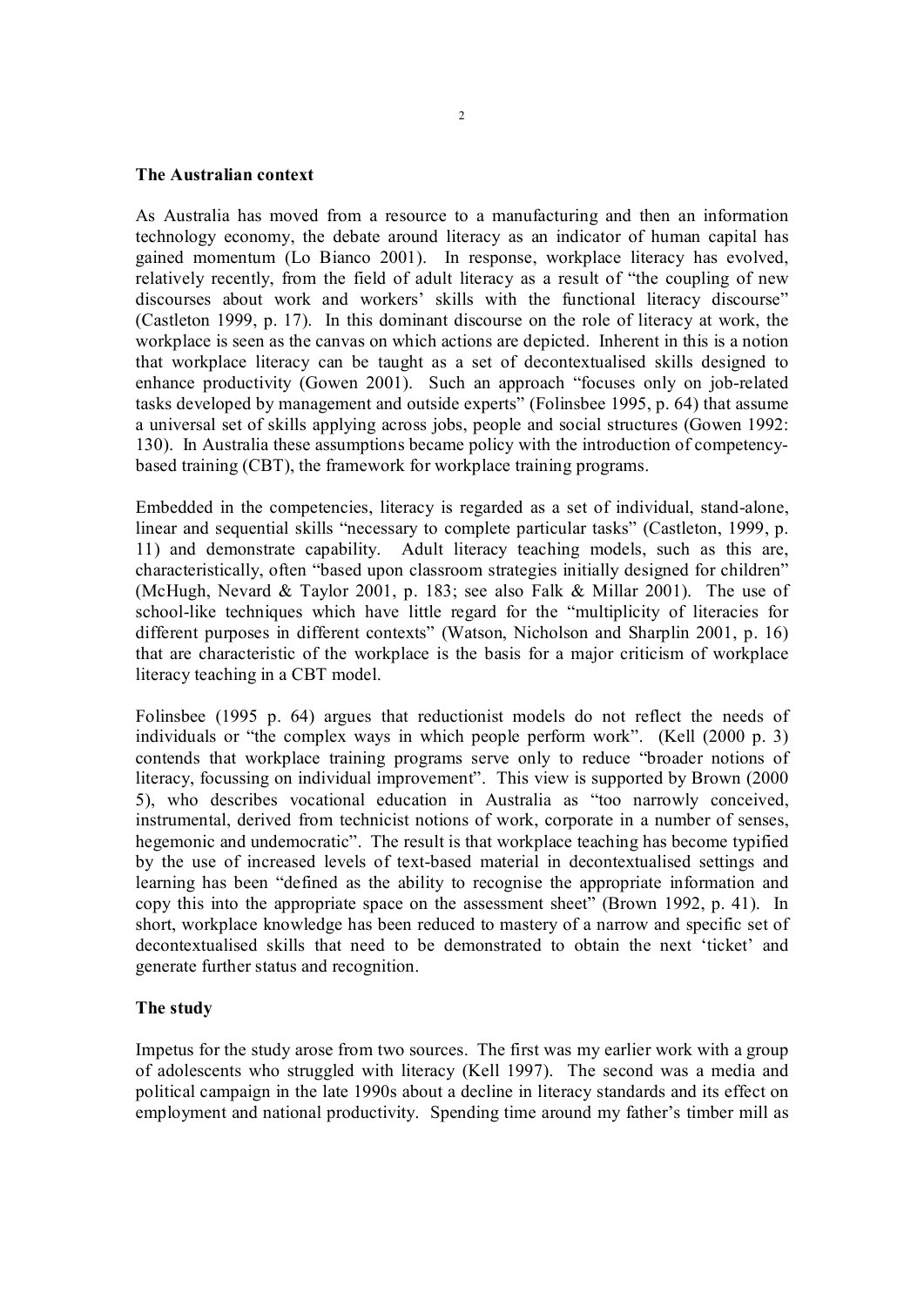**The Australian context**

As Australia has moved from a resource to a manufacturing and then an information technology economy, the debate around literacy as an indicator of human capital has gained momentum (Lo Bianco 2001). In response, workplace literacy has evolved, relatively recently, from the field of adult literacy as a result of "the coupling of new discourses about work and workers' skills with the functional literacy discourse" (Castleton 1999, p. 17). In this dominant discourse on the role of literacy at work, the workplace is seen as the canvas on which actions are depicted. Inherent in this is a notion that workplace literacy can be taught as a set of decontextualised skills designed to enhance productivity (Gowen 2001). Such an approach "focuses only on job-related tasks developed by management and outside experts" (Folinsbee 1995, p. 64) that assume a universal set of skills applying across jobs, people and social structures (Gowen 1992: 130). In Australia these assumptions became policy with the introduction of competency-based training (CBT), the framework for workplace training programs.

Embedded in the competencies, literacy is regarded as a set of individual, stand-alone, linear and sequential skills "necessary to complete particular tasks" (Castleton, 1999, p. 11) and demonstrate capability. Adult literacy teaching models, such as this are, characteristically, often "based upon classroom strategies initially designed for children" (McHugh, Nevard & Taylor 2001, p. 183; see also Falk & Millar 2001). The use of school-like techniques which have little regard for the "multiplicity of literacies for different purposes in different contexts" (Watson, Nicholson and Sharplin 2001, p. 16) that are characteristic of the workplace is the basis for a major criticism of workplace literacy teaching in a CBT model.

Folinsbee (1995 p. 64) argues that reductionist models do not reflect the needs of individuals or "the complex ways in which people perform work". (Kell (2000 p. 3) contends that workplace training programs serve only to reduce "broader notions of literacy, focussing on individual improvement". This view is supported by Brown (2000 5), who describes vocational education in Australia as "too narrowly conceived, instrumental, derived from technicist notions of work, corporate in a number of senses, hegemonic and undemocratic". The result is that workplace teaching has become typified by the use of increased levels of text-based material in decontextualised settings and learning has been "defined as the ability to recognise the appropriate information and copy this into the appropriate space on the assessment sheet" (Brown 1992, p. 41). In short, workplace knowledge has been reduced to mastery of a narrow and specific set of decontextualised skills that need to be demonstrated to obtain the next 'ticket' and generate further status and recognition.

**The study**

Impetus for the study arose from two sources. The first was my earlier work with a group of adolescents who struggled with literacy (Kell 1997). The second was a media and political campaign in the late 1990s about a decline in literacy standards and its effect on employment and national productivity. Spending time around my father's timber mill as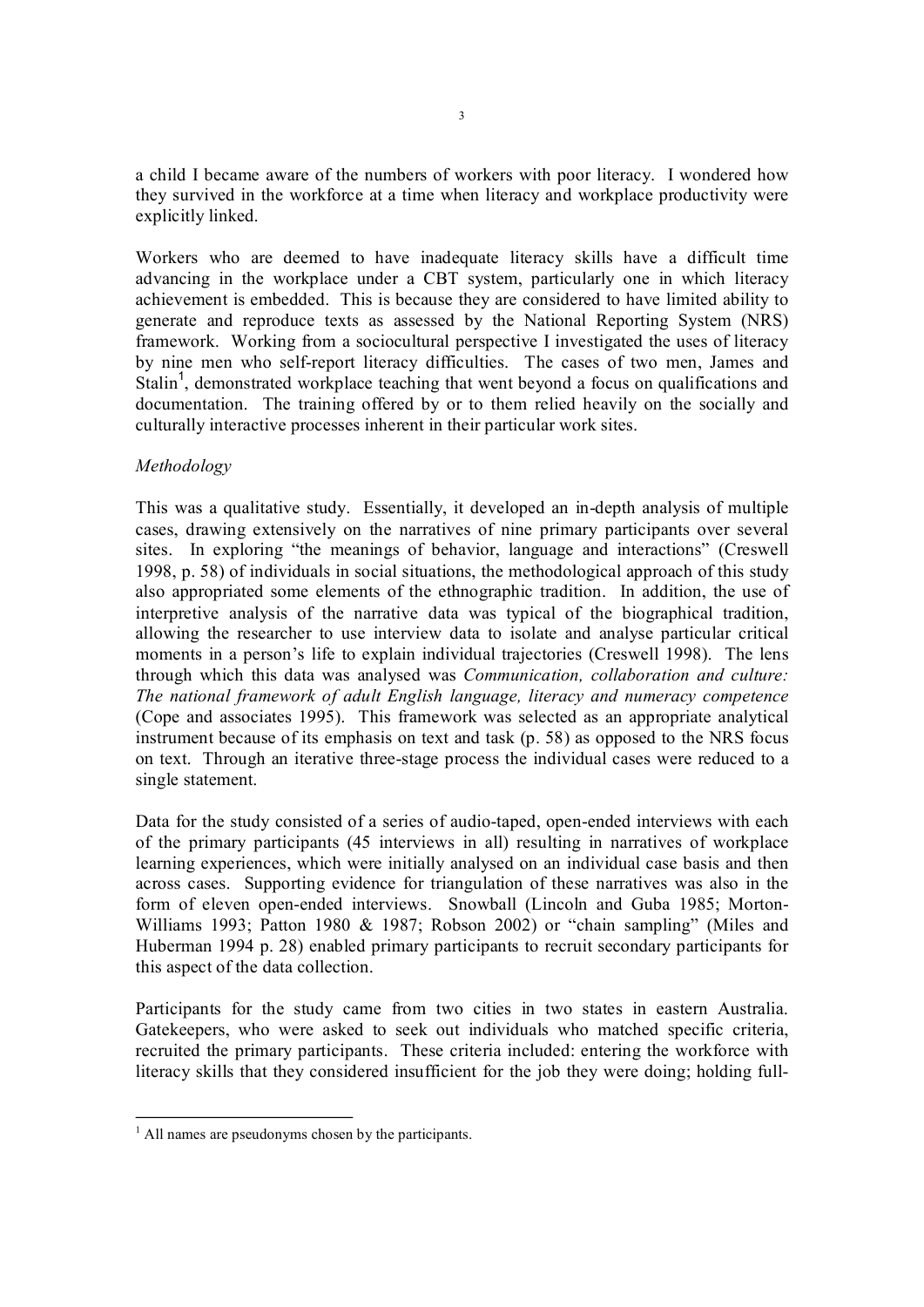a child I became aware of the numbers of workers with poor literacy. I wondered how they survived in the workforce at a time when literacy and workplace productivity were explicitly linked.

Workers who are deemed to have inadequate literacy skills have a difficult time advancing in the workplace under a CBT system, particularly one in which literacy achievement is embedded. This is because they are considered to have limited ability to generate and reproduce texts as assessed by the National Reporting System (NRS) framework. Working from a sociocultural perspective I investigated the uses of literacy by nine men who self-report literacy difficulties. The cases of two men, James and Stalin[1], demonstrated workplace teaching that went beyond a focus on qualifications and documentation. The training offered by or to them relied heavily on the socially and culturally interactive processes inherent in their particular work sites.

*Methodology*

This was a qualitative study. Essentially, it developed an in-depth analysis of multiple cases, drawing extensively on the narratives of nine primary participants over several sites. In exploring "the meanings of behavior, language and interactions" (Creswell 1998, p. 58) of individuals in social situations, the methodological approach of this study also appropriated some elements of the ethnographic tradition. In addition, the use of interpretive analysis of the narrative data was typical of the biographical tradition, allowing the researcher to use interview data to isolate and analyse particular critical moments in a person's life to explain individual trajectories (Creswell 1998). The lens through which this data was analysed was *Communication, collaboration and culture: The national framework of adult English language, literacy and numeracy competence* (Cope and associates 1995). This framework was selected as an appropriate analytical instrument because of its emphasis on text and task (p. 58) as opposed to the NRS focus on text. Through an iterative three-stage process the individual cases were reduced to a single statement.

Data for the study consisted of a series of audio-taped, open-ended interviews with each of the primary participants (45 interviews in all) resulting in narratives of workplace learning experiences, which were initially analysed on an individual case basis and then across cases. Supporting evidence for triangulation of these narratives was also in the form of eleven open-ended interviews. Snowball (Lincoln and Guba 1985; Morton-Williams 1993; Patton 1980 & 1987; Robson 2002) or "chain sampling" (Miles and Huberman 1994 p. 28) enabled primary participants to recruit secondary participants for this aspect of the data collection.

Participants for the study came from two cities in two states in eastern Australia. Gatekeepers, who were asked to seek out individuals who matched specific criteria, recruited the primary participants. These criteria included: entering the workforce with literacy skills that they considered insufficient for the job they were doing; holding full-

[1] All names are pseudonyms chosen by the participants.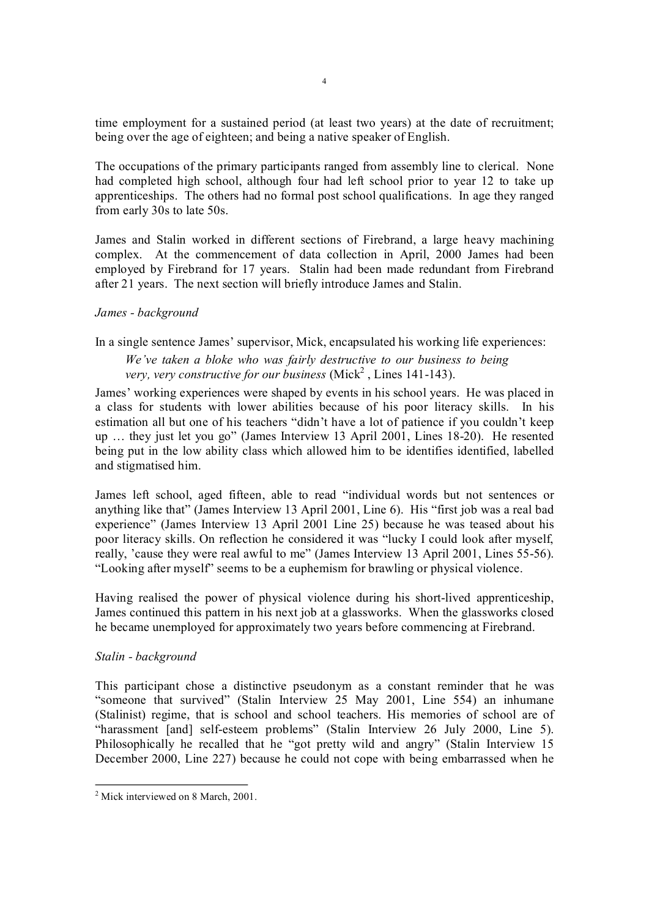time employment for a sustained period (at least two years) at the date of recruitment; being over the age of eighteen; and being a native speaker of English.

The occupations of the primary participants ranged from assembly line to clerical. None had completed high school, although four had left school prior to year 12 to take up apprenticeships. The others had no formal post school qualifications. In age they ranged from early 30s to late 50s.

James and Stalin worked in different sections of Firebrand, a large heavy machining complex. At the commencement of data collection in April, 2000 James had been employed by Firebrand for 17 years. Stalin had been made redundant from Firebrand after 21 years. The next section will briefly introduce James and Stalin.

*James - background*

In a single sentence James' supervisor, Mick, encapsulated his working life experiences:

> *We've taken a bloke who was fairly destructive to our business to being very, very constructive for our business* (Mick[2] , Lines 141-143).

James' working experiences were shaped by events in his school years. He was placed in a class for students with lower abilities because of his poor literacy skills. In his estimation all but one of his teachers "didn't have a lot of patience if you couldn't keep up … they just let you go" (James Interview 13 April 2001, Lines 18-20). He resented being put in the low ability class which allowed him to be identifies identified, labelled and stigmatised him.

James left school, aged fifteen, able to read "individual words but not sentences or anything like that" (James Interview 13 April 2001, Line 6). His "first job was a real bad experience" (James Interview 13 April 2001 Line 25) because he was teased about his poor literacy skills. On reflection he considered it was "lucky I could look after myself, really, 'cause they were real awful to me" (James Interview 13 April 2001, Lines 55-56). "Looking after myself" seems to be a euphemism for brawling or physical violence.

Having realised the power of physical violence during his short-lived apprenticeship, James continued this pattern in his next job at a glassworks. When the glassworks closed he became unemployed for approximately two years before commencing at Firebrand.

*Stalin - background*

This participant chose a distinctive pseudonym as a constant reminder that he was "someone that survived" (Stalin Interview 25 May 2001, Line 554) an inhumane (Stalinist) regime, that is school and school teachers. His memories of school are of "harassment [and] self-esteem problems" (Stalin Interview 26 July 2000, Line 5). Philosophically he recalled that he "got pretty wild and angry" (Stalin Interview 15 December 2000, Line 227) because he could not cope with being embarrassed when he

---

[2] Mick interviewed on 8 March, 2001.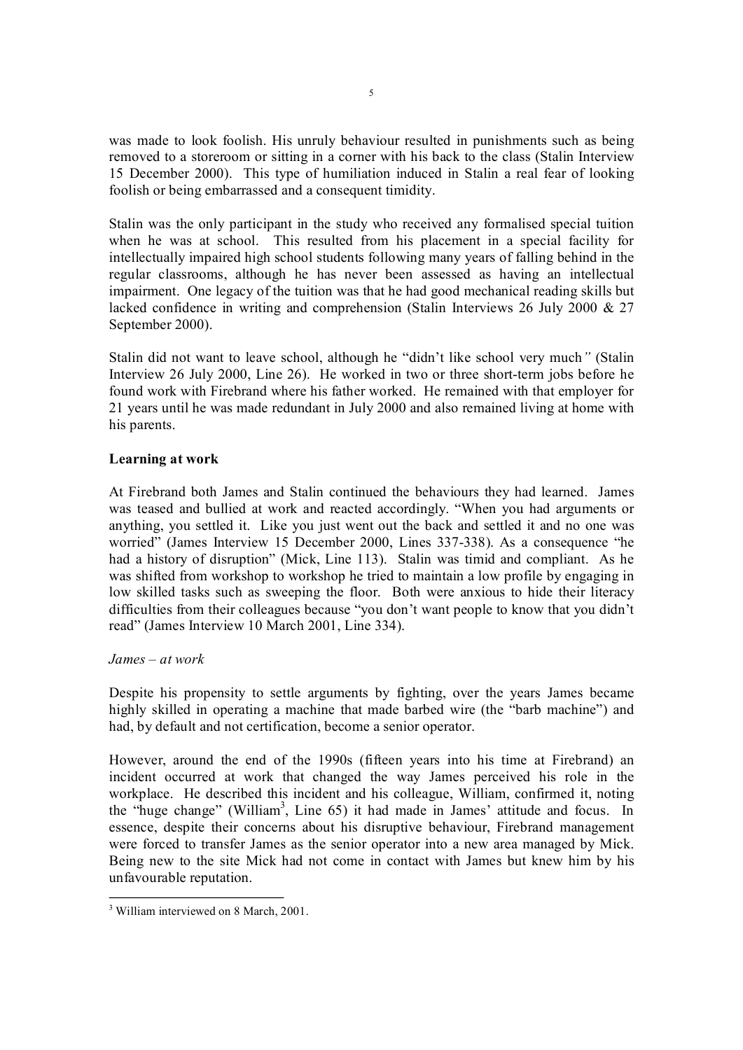was made to look foolish. His unruly behaviour resulted in punishments such as being removed to a storeroom or sitting in a corner with his back to the class (Stalin Interview 15 December 2000). This type of humiliation induced in Stalin a real fear of looking foolish or being embarrassed and a consequent timidity.

Stalin was the only participant in the study who received any formalised special tuition when he was at school. This resulted from his placement in a special facility for intellectually impaired high school students following many years of falling behind in the regular classrooms, although he has never been assessed as having an intellectual impairment. One legacy of the tuition was that he had good mechanical reading skills but lacked confidence in writing and comprehension (Stalin Interviews 26 July 2000 & 27 September 2000).

Stalin did not want to leave school, although he "didn't like school very much" (Stalin Interview 26 July 2000, Line 26). He worked in two or three short-term jobs before he found work with Firebrand where his father worked. He remained with that employer for 21 years until he was made redundant in July 2000 and also remained living at home with his parents.

**Learning at work**

At Firebrand both James and Stalin continued the behaviours they had learned. James was teased and bullied at work and reacted accordingly. "When you had arguments or anything, you settled it. Like you just went out the back and settled it and no one was worried" (James Interview 15 December 2000, Lines 337-338). As a consequence "he had a history of disruption" (Mick, Line 113). Stalin was timid and compliant. As he was shifted from workshop to workshop he tried to maintain a low profile by engaging in low skilled tasks such as sweeping the floor. Both were anxious to hide their literacy difficulties from their colleagues because "you don't want people to know that you didn't read" (James Interview 10 March 2001, Line 334).

*James – at work*

Despite his propensity to settle arguments by fighting, over the years James became highly skilled in operating a machine that made barbed wire (the "barb machine") and had, by default and not certification, become a senior operator.

However, around the end of the 1990s (fifteen years into his time at Firebrand) an incident occurred at work that changed the way James perceived his role in the workplace. He described this incident and his colleague, William, confirmed it, noting the "huge change" (William[3], Line 65) it had made in James' attitude and focus. In essence, despite their concerns about his disruptive behaviour, Firebrand management were forced to transfer James as the senior operator into a new area managed by Mick. Being new to the site Mick had not come in contact with James but knew him by his unfavourable reputation.

[3] William interviewed on 8 March, 2001.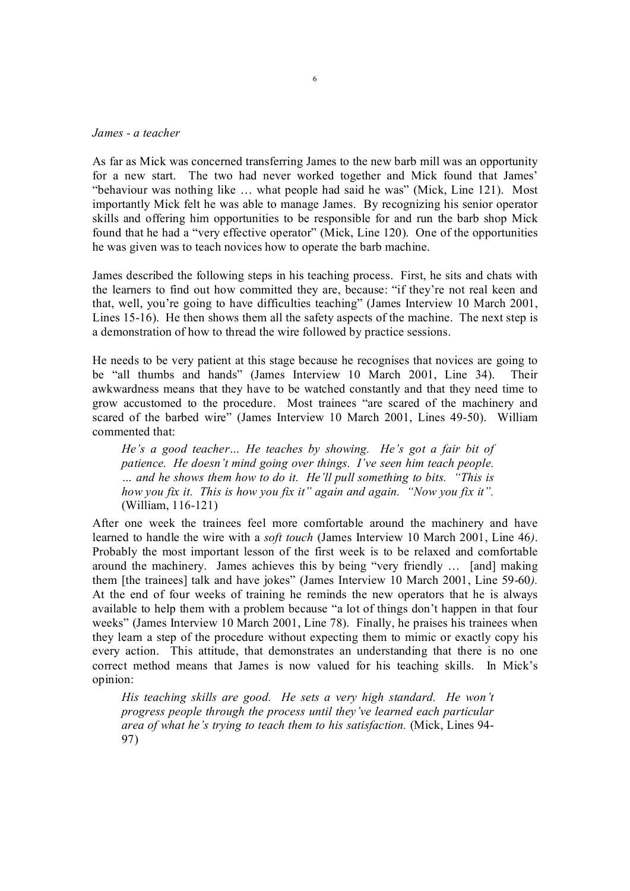*James - a teacher*

As far as Mick was concerned transferring James to the new barb mill was an opportunity for a new start. The two had never worked together and Mick found that James' "behaviour was nothing like … what people had said he was" (Mick, Line 121). Most importantly Mick felt he was able to manage James. By recognizing his senior operator skills and offering him opportunities to be responsible for and run the barb shop Mick found that he had a "very effective operator" (Mick, Line 120). One of the opportunities he was given was to teach novices how to operate the barb machine.

James described the following steps in his teaching process. First, he sits and chats with the learners to find out how committed they are, because: "if they're not real keen and that, well, you're going to have difficulties teaching" (James Interview 10 March 2001, Lines 15-16). He then shows them all the safety aspects of the machine. The next step is a demonstration of how to thread the wire followed by practice sessions.

He needs to be very patient at this stage because he recognises that novices are going to be "all thumbs and hands" (James Interview 10 March 2001, Line 34). Their awkwardness means that they have to be watched constantly and that they need time to grow accustomed to the procedure. Most trainees "are scared of the machinery and scared of the barbed wire" (James Interview 10 March 2001, Lines 49-50). William commented that:

> *He's a good teacher… He teaches by showing. He's got a fair bit of patience. He doesn't mind going over things. I've seen him teach people. … and he shows them how to do it. He'll pull something to bits. "This is how you fix it. This is how you fix it" again and again. "Now you fix it".* (William, 116-121)

After one week the trainees feel more comfortable around the machinery and have learned to handle the wire with a *soft touch* (James Interview 10 March 2001, Line 46*)*. Probably the most important lesson of the first week is to be relaxed and comfortable around the machinery. James achieves this by being "very friendly … [and] making them [the trainees] talk and have jokes" (James Interview 10 March 2001, Line 59-60*)*. At the end of four weeks of training he reminds the new operators that he is always available to help them with a problem because "a lot of things don't happen in that four weeks" (James Interview 10 March 2001, Line 78). Finally, he praises his trainees when they learn a step of the procedure without expecting them to mimic or exactly copy his every action. This attitude, that demonstrates an understanding that there is no one correct method means that James is now valued for his teaching skills. In Mick's opinion:

> *His teaching skills are good. He sets a very high standard. He won't progress people through the process until they've learned each particular area of what he's trying to teach them to his satisfaction.* (Mick, Lines 94-97)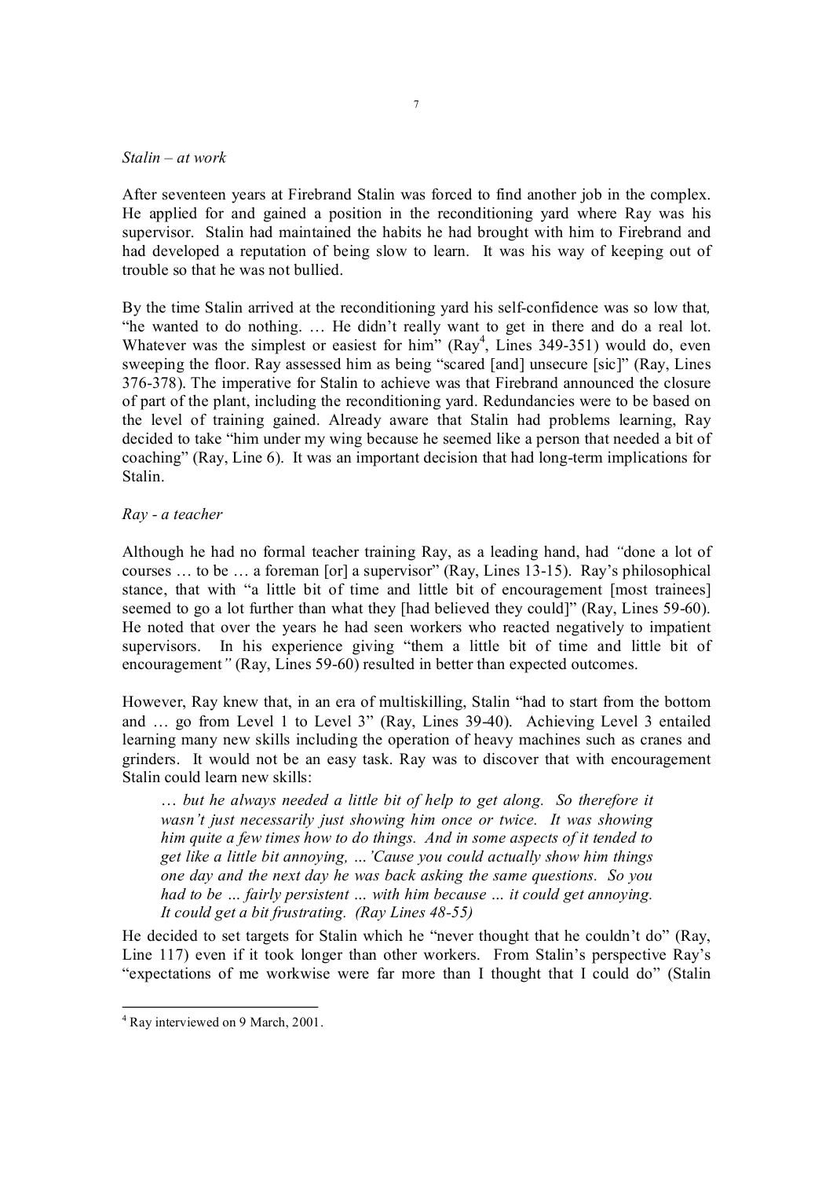*Stalin – at work*

After seventeen years at Firebrand Stalin was forced to find another job in the complex. He applied for and gained a position in the reconditioning yard where Ray was his supervisor. Stalin had maintained the habits he had brought with him to Firebrand and had developed a reputation of being slow to learn. It was his way of keeping out of trouble so that he was not bullied.

By the time Stalin arrived at the reconditioning yard his self-confidence was so low that, "he wanted to do nothing. … He didn't really want to get in there and do a real lot. Whatever was the simplest or easiest for him" (Ray[4], Lines 349-351) would do, even sweeping the floor. Ray assessed him as being "scared [and] unsecure [sic]" (Ray, Lines 376-378). The imperative for Stalin to achieve was that Firebrand announced the closure of part of the plant, including the reconditioning yard. Redundancies were to be based on the level of training gained. Already aware that Stalin had problems learning, Ray decided to take "him under my wing because he seemed like a person that needed a bit of coaching" (Ray, Line 6). It was an important decision that had long-term implications for Stalin.

*Ray - a teacher*

Although he had no formal teacher training Ray, as a leading hand, had *"*done a lot of courses … to be … a foreman [or] a supervisor" (Ray, Lines 13-15). Ray's philosophical stance, that with "a little bit of time and little bit of encouragement [most trainees] seemed to go a lot further than what they [had believed they could]" (Ray, Lines 59-60). He noted that over the years he had seen workers who reacted negatively to impatient supervisors. In his experience giving "them a little bit of time and little bit of encouragement*"* (Ray, Lines 59-60) resulted in better than expected outcomes.

However, Ray knew that, in an era of multiskilling, Stalin "had to start from the bottom and … go from Level 1 to Level 3" (Ray, Lines 39-40). Achieving Level 3 entailed learning many new skills including the operation of heavy machines such as cranes and grinders. It would not be an easy task. Ray was to discover that with encouragement Stalin could learn new skills:

> *… but he always needed a little bit of help to get along. So therefore it wasn't just necessarily just showing him once or twice. It was showing him quite a few times how to do things. And in some aspects of it tended to get like a little bit annoying, …'Cause you could actually show him things one day and the next day he was back asking the same questions. So you had to be … fairly persistent … with him because … it could get annoying. It could get a bit frustrating. (Ray Lines 48-55)*

He decided to set targets for Stalin which he "never thought that he couldn't do" (Ray, Line 117) even if it took longer than other workers. From Stalin's perspective Ray's "expectations of me workwise were far more than I thought that I could do" (Stalin

---

[4] Ray interviewed on 9 March, 2001.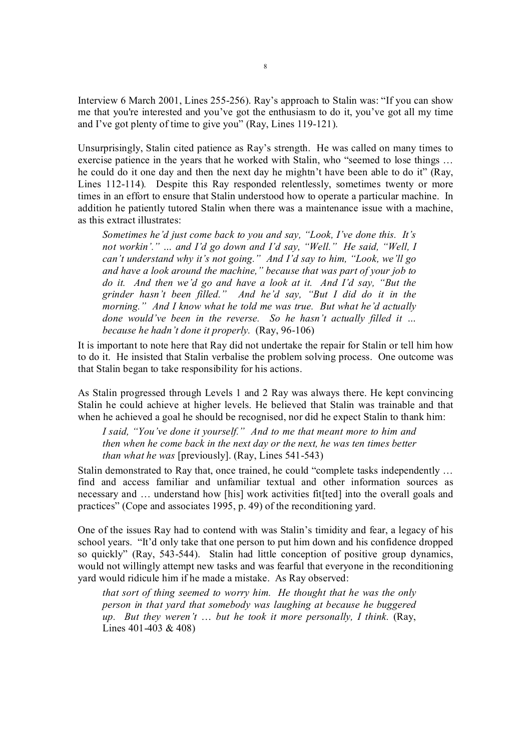Interview 6 March 2001, Lines 255-256). Ray's approach to Stalin was: "If you can show me that you're interested and you've got the enthusiasm to do it, you've got all my time and I've got plenty of time to give you" (Ray, Lines 119-121).

Unsurprisingly, Stalin cited patience as Ray's strength. He was called on many times to exercise patience in the years that he worked with Stalin, who "seemed to lose things … he could do it one day and then the next day he mightn't have been able to do it" (Ray, Lines 112-114). Despite this Ray responded relentlessly, sometimes twenty or more times in an effort to ensure that Stalin understood how to operate a particular machine. In addition he patiently tutored Stalin when there was a maintenance issue with a machine, as this extract illustrates:

> *Sometimes he'd just come back to you and say, "Look, I've done this. It's not workin'." … and I'd go down and I'd say, "Well." He said, "Well, I can't understand why it's not going." And I'd say to him, "Look, we'll go and have a look around the machine," because that was part of your job to do it. And then we'd go and have a look at it. And I'd say, "But the grinder hasn't been filled." And he'd say, "But I did do it in the morning." And I know what he told me was true. But what he'd actually done would've been in the reverse. So he hasn't actually filled it … because he hadn't done it properly.* (Ray, 96-106)

It is important to note here that Ray did not undertake the repair for Stalin or tell him how to do it. He insisted that Stalin verbalise the problem solving process. One outcome was that Stalin began to take responsibility for his actions.

As Stalin progressed through Levels 1 and 2 Ray was always there. He kept convincing Stalin he could achieve at higher levels. He believed that Stalin was trainable and that when he achieved a goal he should be recognised, nor did he expect Stalin to thank him:

> *I said, "You've done it yourself." And to me that meant more to him and then when he come back in the next day or the next, he was ten times better than what he was* [previously]. (Ray, Lines 541-543)

Stalin demonstrated to Ray that, once trained, he could "complete tasks independently … find and access familiar and unfamiliar textual and other information sources as necessary and … understand how [his] work activities fit[ted] into the overall goals and practices" (Cope and associates 1995, p. 49) of the reconditioning yard.

One of the issues Ray had to contend with was Stalin's timidity and fear, a legacy of his school years. "It'd only take that one person to put him down and his confidence dropped so quickly" (Ray, 543-544). Stalin had little conception of positive group dynamics, would not willingly attempt new tasks and was fearful that everyone in the reconditioning yard would ridicule him if he made a mistake. As Ray observed:

> *that sort of thing seemed to worry him. He thought that he was the only person in that yard that somebody was laughing at because he buggered up. But they weren't … but he took it more personally, I think.* (Ray, Lines 401-403 & 408)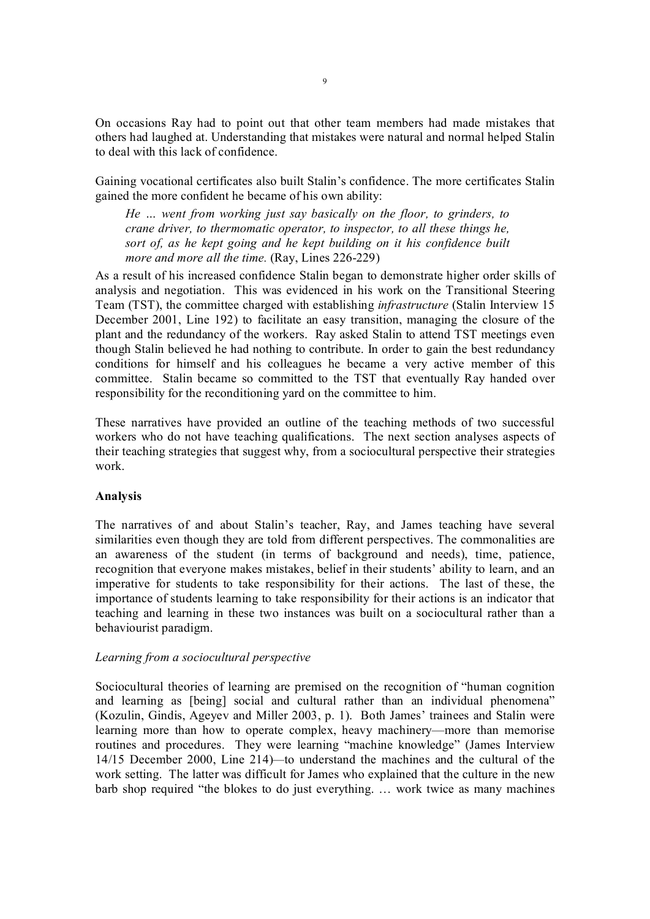On occasions Ray had to point out that other team members had made mistakes that others had laughed at. Understanding that mistakes were natural and normal helped Stalin to deal with this lack of confidence.

Gaining vocational certificates also built Stalin's confidence. The more certificates Stalin gained the more confident he became of his own ability:

> *He … went from working just say basically on the floor, to grinders, to crane driver, to thermomatic operator, to inspector, to all these things he, sort of, as he kept going and he kept building on it his confidence built more and more all the time.* (Ray, Lines 226-229)

As a result of his increased confidence Stalin began to demonstrate higher order skills of analysis and negotiation. This was evidenced in his work on the Transitional Steering Team (TST), the committee charged with establishing *infrastructure* (Stalin Interview 15 December 2001, Line 192) to facilitate an easy transition, managing the closure of the plant and the redundancy of the workers. Ray asked Stalin to attend TST meetings even though Stalin believed he had nothing to contribute. In order to gain the best redundancy conditions for himself and his colleagues he became a very active member of this committee. Stalin became so committed to the TST that eventually Ray handed over responsibility for the reconditioning yard on the committee to him.

These narratives have provided an outline of the teaching methods of two successful workers who do not have teaching qualifications. The next section analyses aspects of their teaching strategies that suggest why, from a sociocultural perspective their strategies work.

**Analysis**

The narratives of and about Stalin's teacher, Ray, and James teaching have several similarities even though they are told from different perspectives. The commonalities are an awareness of the student (in terms of background and needs), time, patience, recognition that everyone makes mistakes, belief in their students' ability to learn, and an imperative for students to take responsibility for their actions. The last of these, the importance of students learning to take responsibility for their actions is an indicator that teaching and learning in these two instances was built on a sociocultural rather than a behaviourist paradigm.

*Learning from a sociocultural perspective*

Sociocultural theories of learning are premised on the recognition of "human cognition and learning as [being] social and cultural rather than an individual phenomena" (Kozulin, Gindis, Ageyev and Miller 2003, p. 1). Both James' trainees and Stalin were learning more than how to operate complex, heavy machinery—more than memorise routines and procedures. They were learning "machine knowledge" (James Interview 14/15 December 2000, Line 214)—to understand the machines and the cultural of the work setting. The latter was difficult for James who explained that the culture in the new barb shop required "the blokes to do just everything. … work twice as many machines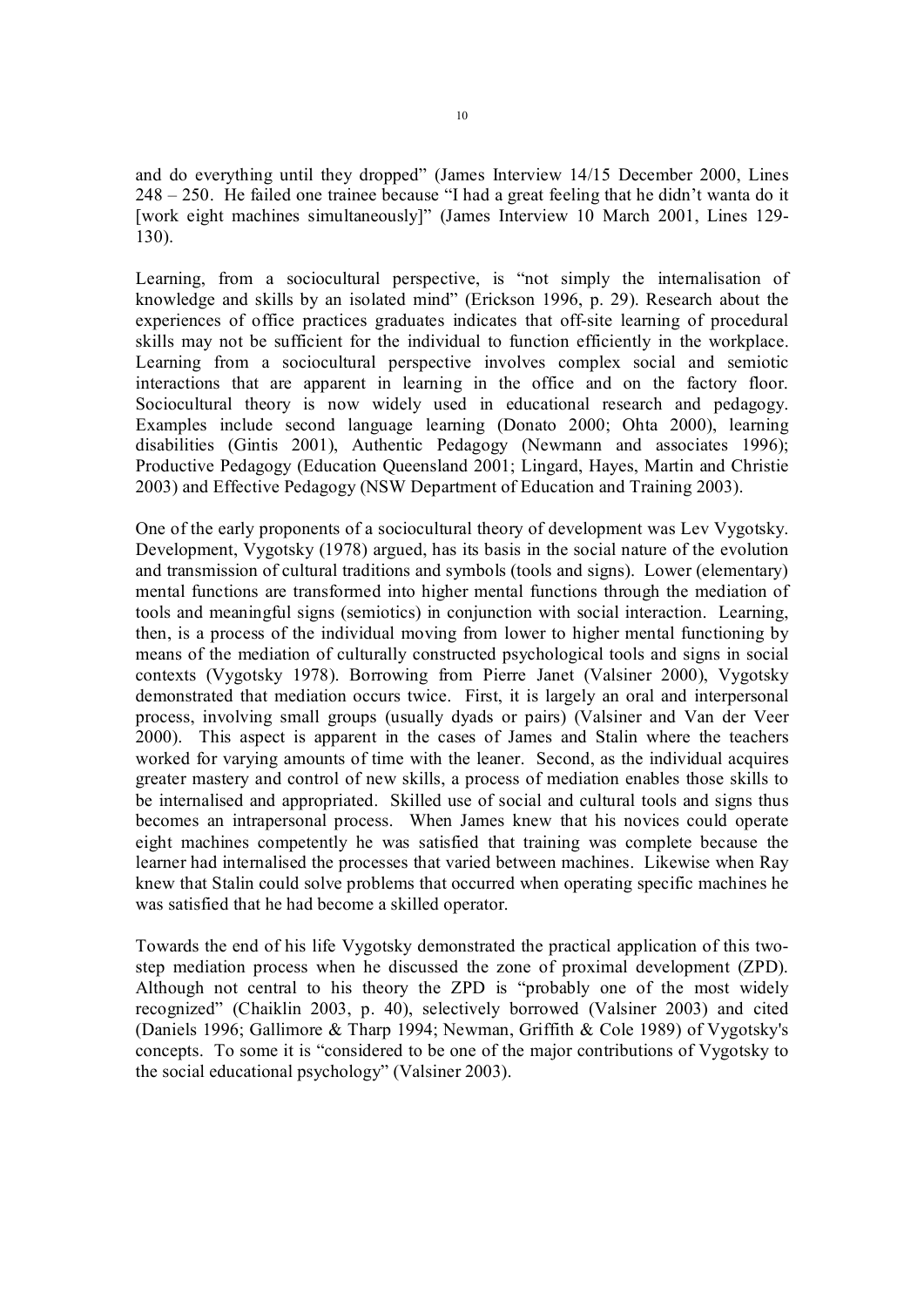and do everything until they dropped" (James Interview 14/15 December 2000, Lines 248 – 250. He failed one trainee because "I had a great feeling that he didn't wanta do it [work eight machines simultaneously]" (James Interview 10 March 2001, Lines 129-130).

Learning, from a sociocultural perspective, is "not simply the internalisation of knowledge and skills by an isolated mind" (Erickson 1996, p. 29). Research about the experiences of office practices graduates indicates that off-site learning of procedural skills may not be sufficient for the individual to function efficiently in the workplace. Learning from a sociocultural perspective involves complex social and semiotic interactions that are apparent in learning in the office and on the factory floor. Sociocultural theory is now widely used in educational research and pedagogy. Examples include second language learning (Donato 2000; Ohta 2000), learning disabilities (Gintis 2001), Authentic Pedagogy (Newmann and associates 1996); Productive Pedagogy (Education Queensland 2001; Lingard, Hayes, Martin and Christie 2003) and Effective Pedagogy (NSW Department of Education and Training 2003).

One of the early proponents of a sociocultural theory of development was Lev Vygotsky. Development, Vygotsky (1978) argued, has its basis in the social nature of the evolution and transmission of cultural traditions and symbols (tools and signs). Lower (elementary) mental functions are transformed into higher mental functions through the mediation of tools and meaningful signs (semiotics) in conjunction with social interaction. Learning, then, is a process of the individual moving from lower to higher mental functioning by means of the mediation of culturally constructed psychological tools and signs in social contexts (Vygotsky 1978). Borrowing from Pierre Janet (Valsiner 2000), Vygotsky demonstrated that mediation occurs twice. First, it is largely an oral and interpersonal process, involving small groups (usually dyads or pairs) (Valsiner and Van der Veer 2000). This aspect is apparent in the cases of James and Stalin where the teachers worked for varying amounts of time with the leaner. Second, as the individual acquires greater mastery and control of new skills, a process of mediation enables those skills to be internalised and appropriated. Skilled use of social and cultural tools and signs thus becomes an intrapersonal process. When James knew that his novices could operate eight machines competently he was satisfied that training was complete because the learner had internalised the processes that varied between machines. Likewise when Ray knew that Stalin could solve problems that occurred when operating specific machines he was satisfied that he had become a skilled operator.

Towards the end of his life Vygotsky demonstrated the practical application of this two-step mediation process when he discussed the zone of proximal development (ZPD). Although not central to his theory the ZPD is "probably one of the most widely recognized" (Chaiklin 2003, p. 40), selectively borrowed (Valsiner 2003) and cited (Daniels 1996; Gallimore & Tharp 1994; Newman, Griffith & Cole 1989) of Vygotsky's concepts. To some it is "considered to be one of the major contributions of Vygotsky to the social educational psychology" (Valsiner 2003).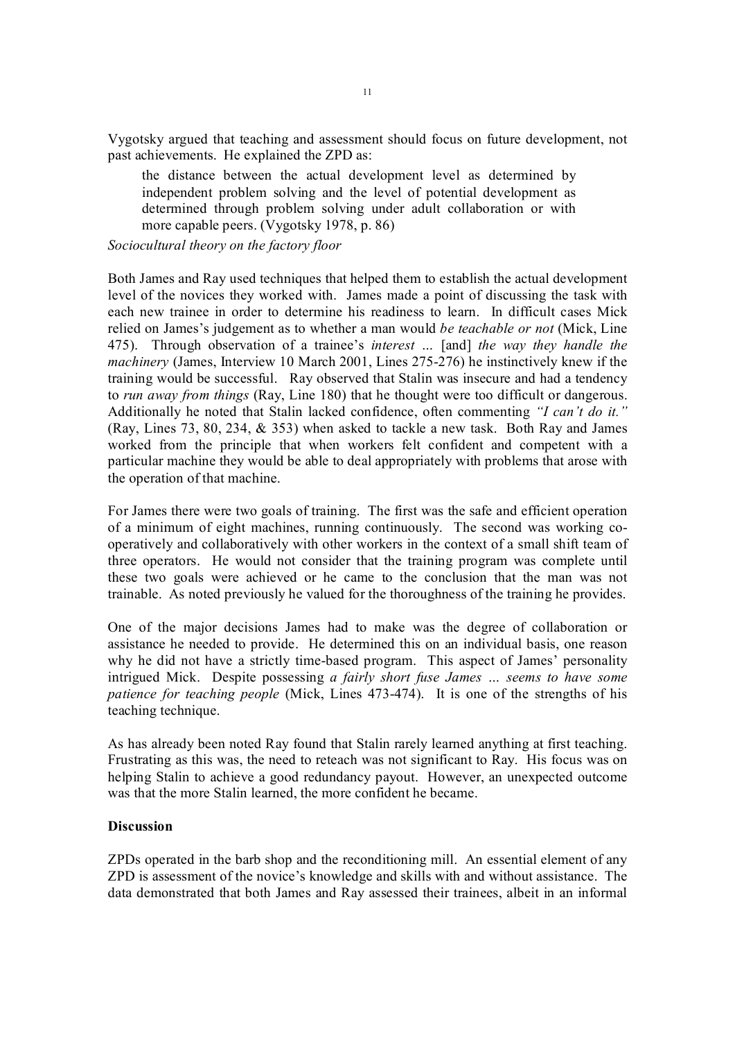Vygotsky argued that teaching and assessment should focus on future development, not past achievements. He explained the ZPD as:

> the distance between the actual development level as determined by independent problem solving and the level of potential development as determined through problem solving under adult collaboration or with more capable peers. (Vygotsky 1978, p. 86)

*Sociocultural theory on the factory floor*

Both James and Ray used techniques that helped them to establish the actual development level of the novices they worked with. James made a point of discussing the task with each new trainee in order to determine his readiness to learn. In difficult cases Mick relied on James's judgement as to whether a man would *be teachable or not* (Mick, Line 475). Through observation of a trainee's *interest …* [and] *the way they handle the machinery* (James, Interview 10 March 2001, Lines 275-276) he instinctively knew if the training would be successful. Ray observed that Stalin was insecure and had a tendency to *run away from things* (Ray, Line 180) that he thought were too difficult or dangerous. Additionally he noted that Stalin lacked confidence, often commenting *"I can't do it."* (Ray, Lines 73, 80, 234, & 353) when asked to tackle a new task. Both Ray and James worked from the principle that when workers felt confident and competent with a particular machine they would be able to deal appropriately with problems that arose with the operation of that machine.

For James there were two goals of training. The first was the safe and efficient operation of a minimum of eight machines, running continuously. The second was working co-operatively and collaboratively with other workers in the context of a small shift team of three operators. He would not consider that the training program was complete until these two goals were achieved or he came to the conclusion that the man was not trainable. As noted previously he valued for the thoroughness of the training he provides.

One of the major decisions James had to make was the degree of collaboration or assistance he needed to provide. He determined this on an individual basis, one reason why he did not have a strictly time-based program. This aspect of James' personality intrigued Mick. Despite possessing *a fairly short fuse James … seems to have some patience for teaching people* (Mick, Lines 473-474). It is one of the strengths of his teaching technique.

As has already been noted Ray found that Stalin rarely learned anything at first teaching. Frustrating as this was, the need to reteach was not significant to Ray. His focus was on helping Stalin to achieve a good redundancy payout. However, an unexpected outcome was that the more Stalin learned, the more confident he became.

**Discussion**

ZPDs operated in the barb shop and the reconditioning mill. An essential element of any ZPD is assessment of the novice's knowledge and skills with and without assistance. The data demonstrated that both James and Ray assessed their trainees, albeit in an informal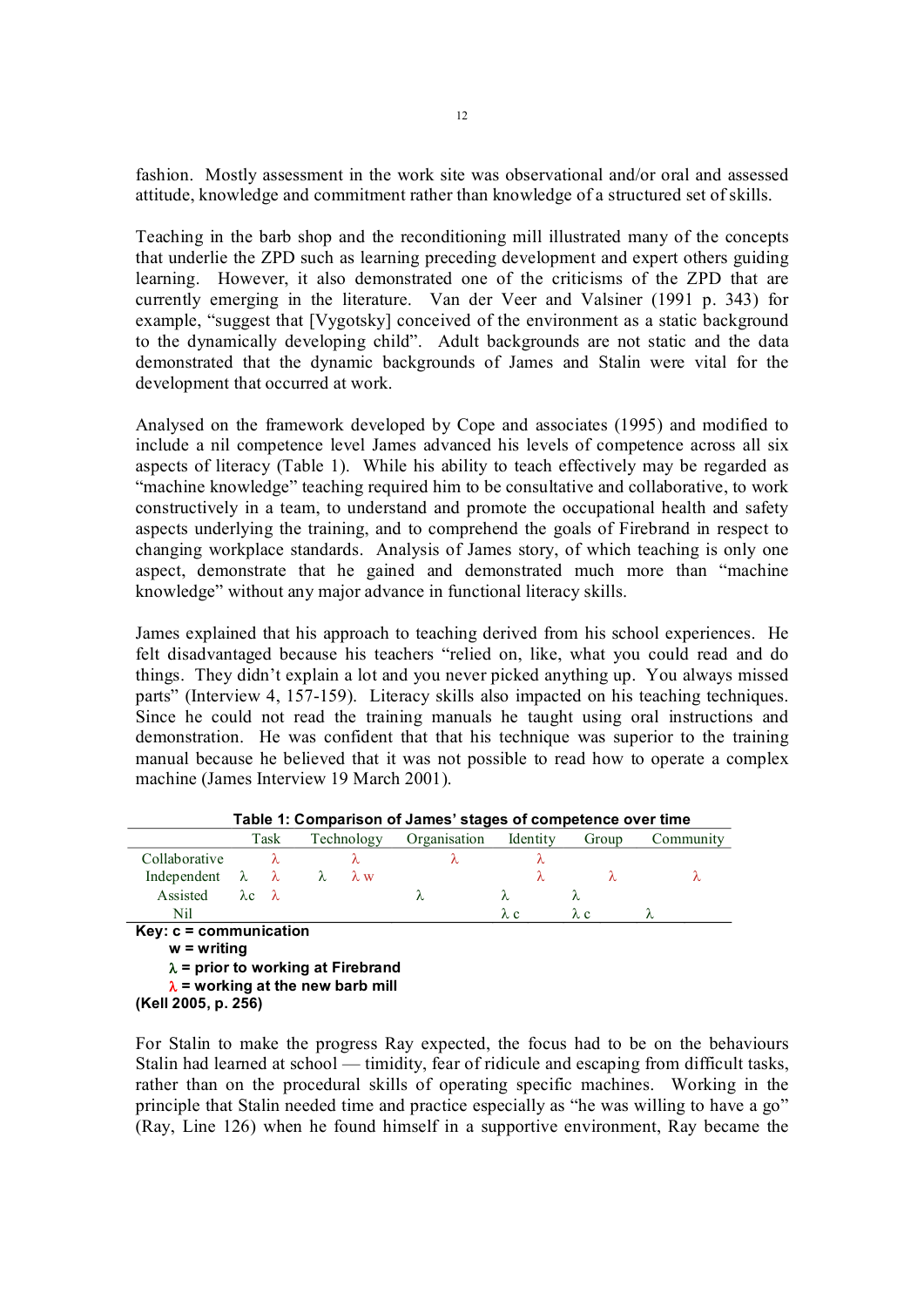fashion. Mostly assessment in the work site was observational and/or oral and assessed attitude, knowledge and commitment rather than knowledge of a structured set of skills.

Teaching in the barb shop and the reconditioning mill illustrated many of the concepts that underlie the ZPD such as learning preceding development and expert others guiding learning. However, it also demonstrated one of the criticisms of the ZPD that are currently emerging in the literature. Van der Veer and Valsiner (1991 p. 343) for example, "suggest that [Vygotsky] conceived of the environment as a static background to the dynamically developing child". Adult backgrounds are not static and the data demonstrated that the dynamic backgrounds of James and Stalin were vital for the development that occurred at work.

Analysed on the framework developed by Cope and associates (1995) and modified to include a nil competence level James advanced his levels of competence across all six aspects of literacy (Table 1). While his ability to teach effectively may be regarded as "machine knowledge" teaching required him to be consultative and collaborative, to work constructively in a team, to understand and promote the occupational health and safety aspects underlying the training, and to comprehend the goals of Firebrand in respect to changing workplace standards. Analysis of James story, of which teaching is only one aspect, demonstrate that he gained and demonstrated much more than "machine knowledge" without any major advance in functional literacy skills.

James explained that his approach to teaching derived from his school experiences. He felt disadvantaged because his teachers "relied on, like, what you could read and do things. They didn't explain a lot and you never picked anything up. You always missed parts" (Interview 4, 157-159). Literacy skills also impacted on his teaching techniques. Since he could not read the training manuals he taught using oral instructions and demonstration. He was confident that that his technique was superior to the training manual because he believed that it was not possible to read how to operate a complex machine (James Interview 19 March 2001).

**Table 1: Comparison of James' stages of competence over time**

| | Task | Technology | Organisation | Identity | Group | Community |
|---|---|---|---|---|---|---|
| Collaborative | λ | λ | λ | λ | | |
| Independent | λ λ | λ λ w | | λ | λ | λ |
| Assisted | λc λ | | λ | λ | λ | |
| Nil | | | | λ c | λ c | λ |

**Key: c = communication**
**w = writing**
**λ = prior to working at Firebrand**
**λ = working at the new barb mill**
**(Kell 2005, p. 256)**

For Stalin to make the progress Ray expected, the focus had to be on the behaviours Stalin had learned at school — timidity, fear of ridicule and escaping from difficult tasks, rather than on the procedural skills of operating specific machines. Working in the principle that Stalin needed time and practice especially as "he was willing to have a go" (Ray, Line 126) when he found himself in a supportive environment, Ray became the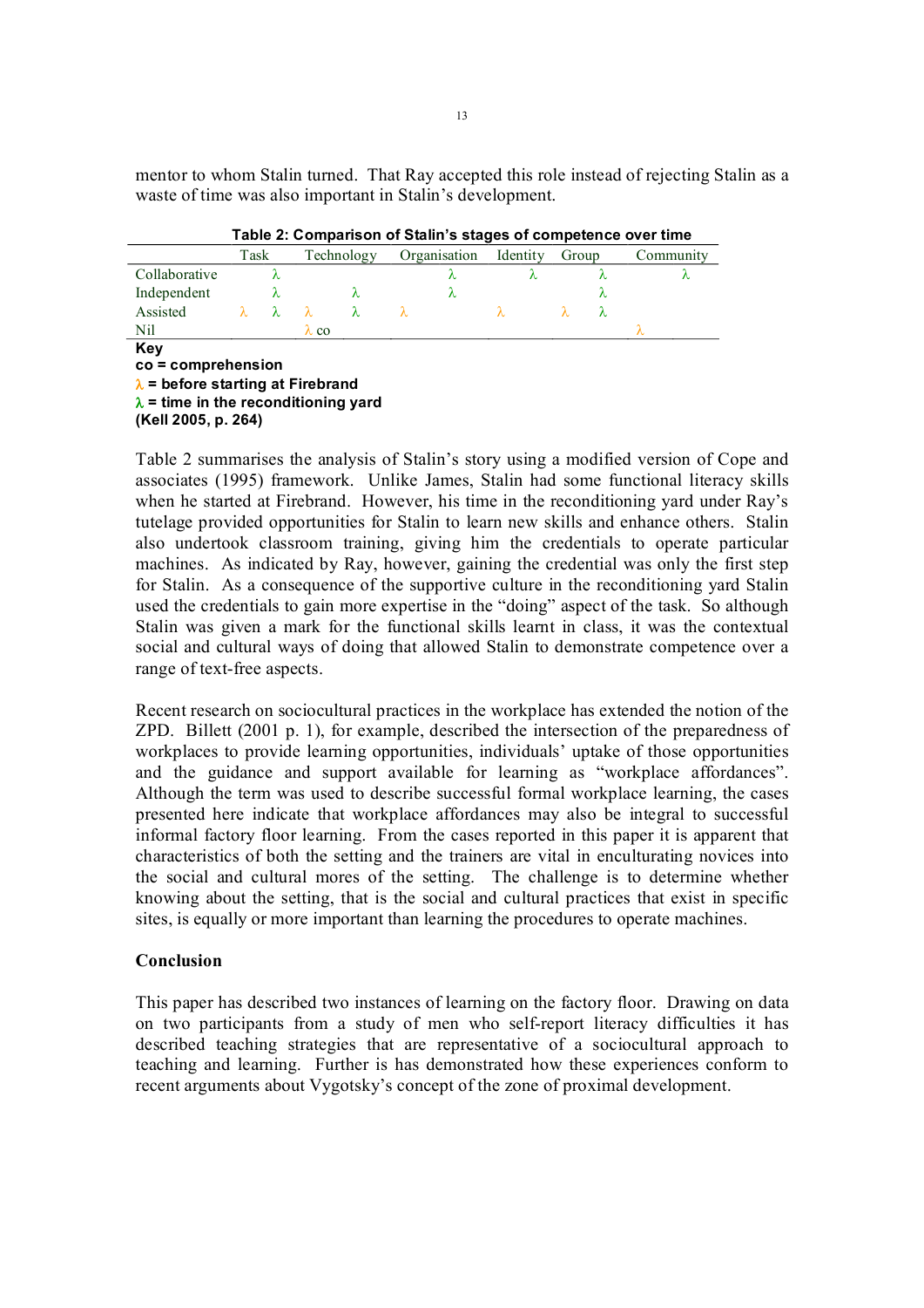mentor to whom Stalin turned. That Ray accepted this role instead of rejecting Stalin as a waste of time was also important in Stalin's development.

**Table 2: Comparison of Stalin's stages of competence over time**

| | Task | | Technology | | Organisation | | Identity | | Group | | Community | |
|---|---|---|---|---|---|---|---|---|---|---|---|---|
| | Before | Yard | Before | Yard | Before | Yard | Before | Yard | Before | Yard | Before | Yard |
| Collaborative | | λ | | | | λ | | λ | | λ | | λ |
| Independent | | λ | | λ | | λ | | | | λ | | |
| Assisted | λ | λ | λ | λ | λ | | λ | | λ | λ | | |
| Nil | | | λ co | | | | | | | | λ | |

**Key**
**co = comprehension**
**λ = before starting at Firebrand** (Before)
**λ = time in the reconditioning yard** (Yard)
**(Kell 2005, p. 264)**

Table 2 summarises the analysis of Stalin's story using a modified version of Cope and associates (1995) framework. Unlike James, Stalin had some functional literacy skills when he started at Firebrand. However, his time in the reconditioning yard under Ray's tutelage provided opportunities for Stalin to learn new skills and enhance others. Stalin also undertook classroom training, giving him the credentials to operate particular machines. As indicated by Ray, however, gaining the credential was only the first step for Stalin. As a consequence of the supportive culture in the reconditioning yard Stalin used the credentials to gain more expertise in the "doing" aspect of the task. So although Stalin was given a mark for the functional skills learnt in class, it was the contextual social and cultural ways of doing that allowed Stalin to demonstrate competence over a range of text-free aspects.

Recent research on sociocultural practices in the workplace has extended the notion of the ZPD. Billett (2001 p. 1), for example, described the intersection of the preparedness of workplaces to provide learning opportunities, individuals' uptake of those opportunities and the guidance and support available for learning as "workplace affordances". Although the term was used to describe successful formal workplace learning, the cases presented here indicate that workplace affordances may also be integral to successful informal factory floor learning. From the cases reported in this paper it is apparent that characteristics of both the setting and the trainers are vital in enculturating novices into the social and cultural mores of the setting. The challenge is to determine whether knowing about the setting, that is the social and cultural practices that exist in specific sites, is equally or more important than learning the procedures to operate machines.

## Conclusion

This paper has described two instances of learning on the factory floor. Drawing on data on two participants from a study of men who self-report literacy difficulties it has described teaching strategies that are representative of a sociocultural approach to teaching and learning. Further is has demonstrated how these experiences conform to recent arguments about Vygotsky's concept of the zone of proximal development.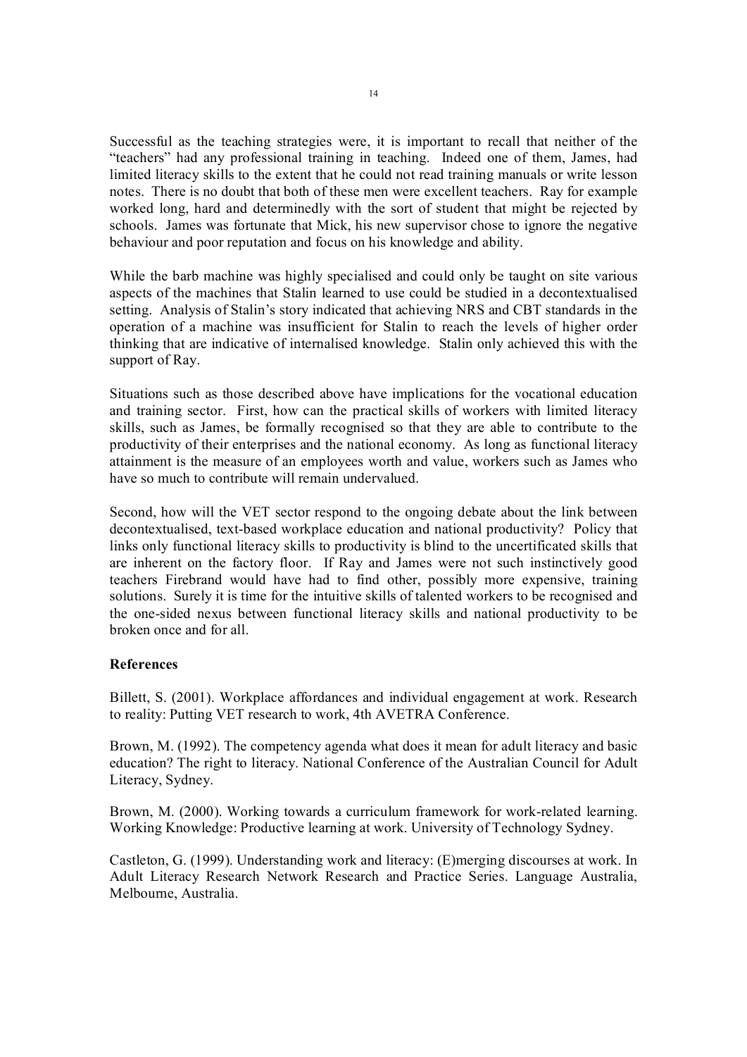Successful as the teaching strategies were, it is important to recall that neither of the "teachers" had any professional training in teaching. Indeed one of them, James, had limited literacy skills to the extent that he could not read training manuals or write lesson notes. There is no doubt that both of these men were excellent teachers. Ray for example worked long, hard and determinedly with the sort of student that might be rejected by schools. James was fortunate that Mick, his new supervisor chose to ignore the negative behaviour and poor reputation and focus on his knowledge and ability.

While the barb machine was highly specialised and could only be taught on site various aspects of the machines that Stalin learned to use could be studied in a decontextualised setting. Analysis of Stalin's story indicated that achieving NRS and CBT standards in the operation of a machine was insufficient for Stalin to reach the levels of higher order thinking that are indicative of internalised knowledge. Stalin only achieved this with the support of Ray.

Situations such as those described above have implications for the vocational education and training sector. First, how can the practical skills of workers with limited literacy skills, such as James, be formally recognised so that they are able to contribute to the productivity of their enterprises and the national economy. As long as functional literacy attainment is the measure of an employees worth and value, workers such as James who have so much to contribute will remain undervalued.

Second, how will the VET sector respond to the ongoing debate about the link between decontextualised, text-based workplace education and national productivity? Policy that links only functional literacy skills to productivity is blind to the uncertificated skills that are inherent on the factory floor. If Ray and James were not such instinctively good teachers Firebrand would have had to find other, possibly more expensive, training solutions. Surely it is time for the intuitive skills of talented workers to be recognised and the one-sided nexus between functional literacy skills and national productivity to be broken once and for all.

**References**

Billett, S. (2001). Workplace affordances and individual engagement at work. Research to reality: Putting VET research to work, 4th AVETRA Conference.

Brown, M. (1992). The competency agenda what does it mean for adult literacy and basic education? The right to literacy. National Conference of the Australian Council for Adult Literacy, Sydney.

Brown, M. (2000). Working towards a curriculum framework for work-related learning. Working Knowledge: Productive learning at work. University of Technology Sydney.

Castleton, G. (1999). Understanding work and literacy: (E)merging discourses at work. In Adult Literacy Research Network Research and Practice Series. Language Australia, Melbourne, Australia.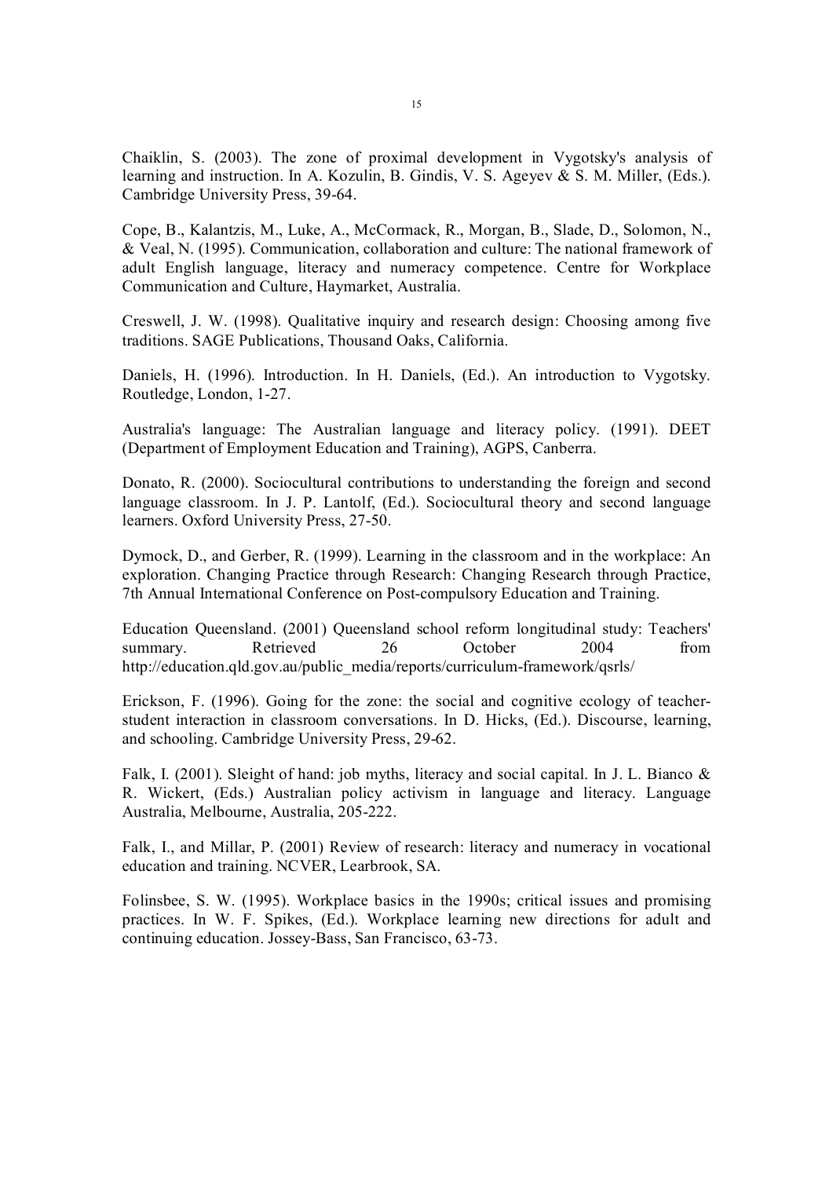Chaiklin, S. (2003). The zone of proximal development in Vygotsky's analysis of learning and instruction. In A. Kozulin, B. Gindis, V. S. Ageyev & S. M. Miller, (Eds.). Cambridge University Press, 39-64.

Cope, B., Kalantzis, M., Luke, A., McCormack, R., Morgan, B., Slade, D., Solomon, N., & Veal, N. (1995). Communication, collaboration and culture: The national framework of adult English language, literacy and numeracy competence. Centre for Workplace Communication and Culture, Haymarket, Australia.

Creswell, J. W. (1998). Qualitative inquiry and research design: Choosing among five traditions. SAGE Publications, Thousand Oaks, California.

Daniels, H. (1996). Introduction. In H. Daniels, (Ed.). An introduction to Vygotsky. Routledge, London, 1-27.

Australia's language: The Australian language and literacy policy. (1991). DEET (Department of Employment Education and Training), AGPS, Canberra.

Donato, R. (2000). Sociocultural contributions to understanding the foreign and second language classroom. In J. P. Lantolf, (Ed.). Sociocultural theory and second language learners. Oxford University Press, 27-50.

Dymock, D., and Gerber, R. (1999). Learning in the classroom and in the workplace: An exploration. Changing Practice through Research: Changing Research through Practice, 7th Annual International Conference on Post-compulsory Education and Training.

Education Queensland. (2001) Queensland school reform longitudinal study: Teachers' summary. Retrieved 26 October 2004 from http://education.qld.gov.au/public_media/reports/curriculum-framework/qsrls/

Erickson, F. (1996). Going for the zone: the social and cognitive ecology of teacher-student interaction in classroom conversations. In D. Hicks, (Ed.). Discourse, learning, and schooling. Cambridge University Press, 29-62.

Falk, I. (2001). Sleight of hand: job myths, literacy and social capital. In J. L. Bianco & R. Wickert, (Eds.) Australian policy activism in language and literacy. Language Australia, Melbourne, Australia, 205-222.

Falk, I., and Millar, P. (2001) Review of research: literacy and numeracy in vocational education and training. NCVER, Learbrook, SA.

Folinsbee, S. W. (1995). Workplace basics in the 1990s; critical issues and promising practices. In W. F. Spikes, (Ed.). Workplace learning new directions for adult and continuing education. Jossey-Bass, San Francisco, 63-73.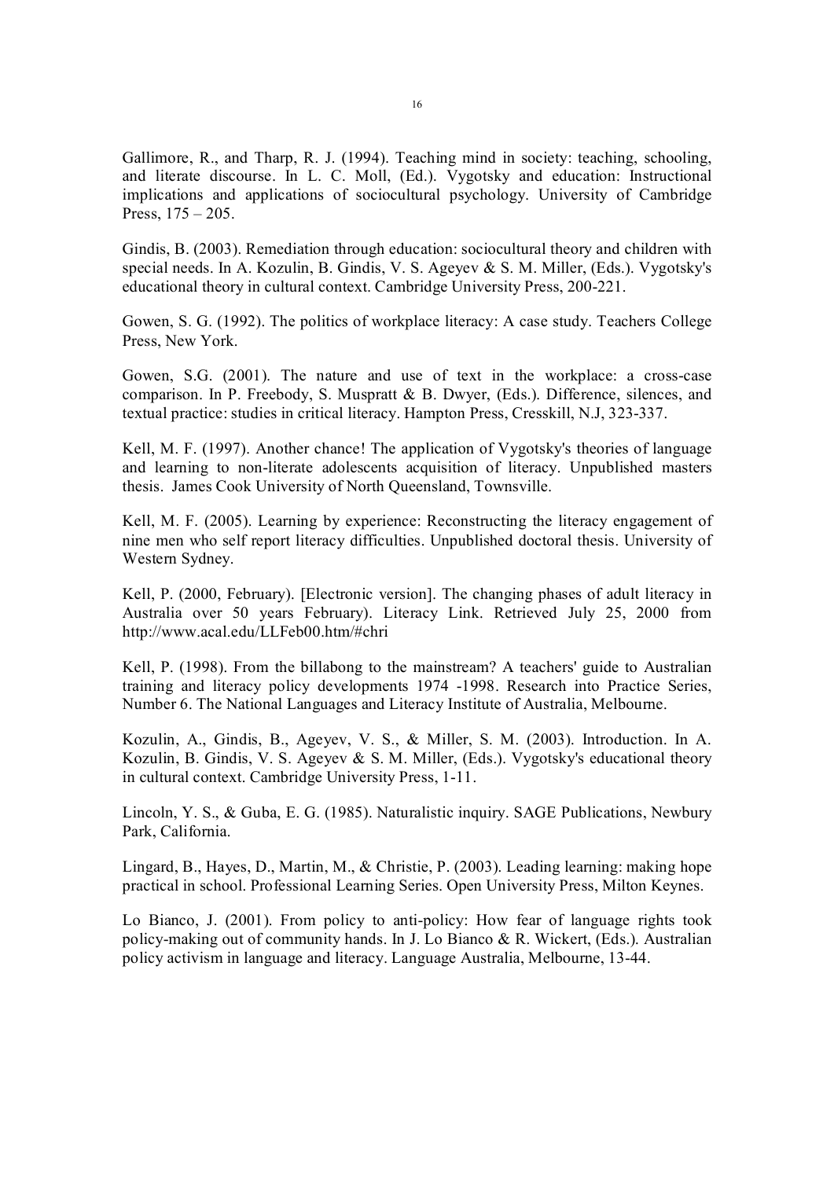Gallimore, R., and Tharp, R. J. (1994). Teaching mind in society: teaching, schooling, and literate discourse. In L. C. Moll, (Ed.). Vygotsky and education: Instructional implications and applications of sociocultural psychology. University of Cambridge Press, 175 – 205.

Gindis, B. (2003). Remediation through education: sociocultural theory and children with special needs. In A. Kozulin, B. Gindis, V. S. Ageyev & S. M. Miller, (Eds.). Vygotsky's educational theory in cultural context. Cambridge University Press, 200-221.

Gowen, S. G. (1992). The politics of workplace literacy: A case study. Teachers College Press, New York.

Gowen, S.G. (2001). The nature and use of text in the workplace: a cross-case comparison. In P. Freebody, S. Muspratt & B. Dwyer, (Eds.). Difference, silences, and textual practice: studies in critical literacy. Hampton Press, Cresskill, N.J, 323-337.

Kell, M. F. (1997). Another chance! The application of Vygotsky's theories of language and learning to non-literate adolescents acquisition of literacy. Unpublished masters thesis. James Cook University of North Queensland, Townsville.

Kell, M. F. (2005). Learning by experience: Reconstructing the literacy engagement of nine men who self report literacy difficulties. Unpublished doctoral thesis. University of Western Sydney.

Kell, P. (2000, February). [Electronic version]. The changing phases of adult literacy in Australia over 50 years February). Literacy Link. Retrieved July 25, 2000 from http://www.acal.edu/LLFeb00.htm/#chri

Kell, P. (1998). From the billabong to the mainstream? A teachers' guide to Australian training and literacy policy developments 1974 -1998. Research into Practice Series, Number 6. The National Languages and Literacy Institute of Australia, Melbourne.

Kozulin, A., Gindis, B., Ageyev, V. S., & Miller, S. M. (2003). Introduction. In A. Kozulin, B. Gindis, V. S. Ageyev & S. M. Miller, (Eds.). Vygotsky's educational theory in cultural context. Cambridge University Press, 1-11.

Lincoln, Y. S., & Guba, E. G. (1985). Naturalistic inquiry. SAGE Publications, Newbury Park, California.

Lingard, B., Hayes, D., Martin, M., & Christie, P. (2003). Leading learning: making hope practical in school. Professional Learning Series. Open University Press, Milton Keynes.

Lo Bianco, J. (2001). From policy to anti-policy: How fear of language rights took policy-making out of community hands. In J. Lo Bianco & R. Wickert, (Eds.). Australian policy activism in language and literacy. Language Australia, Melbourne, 13-44.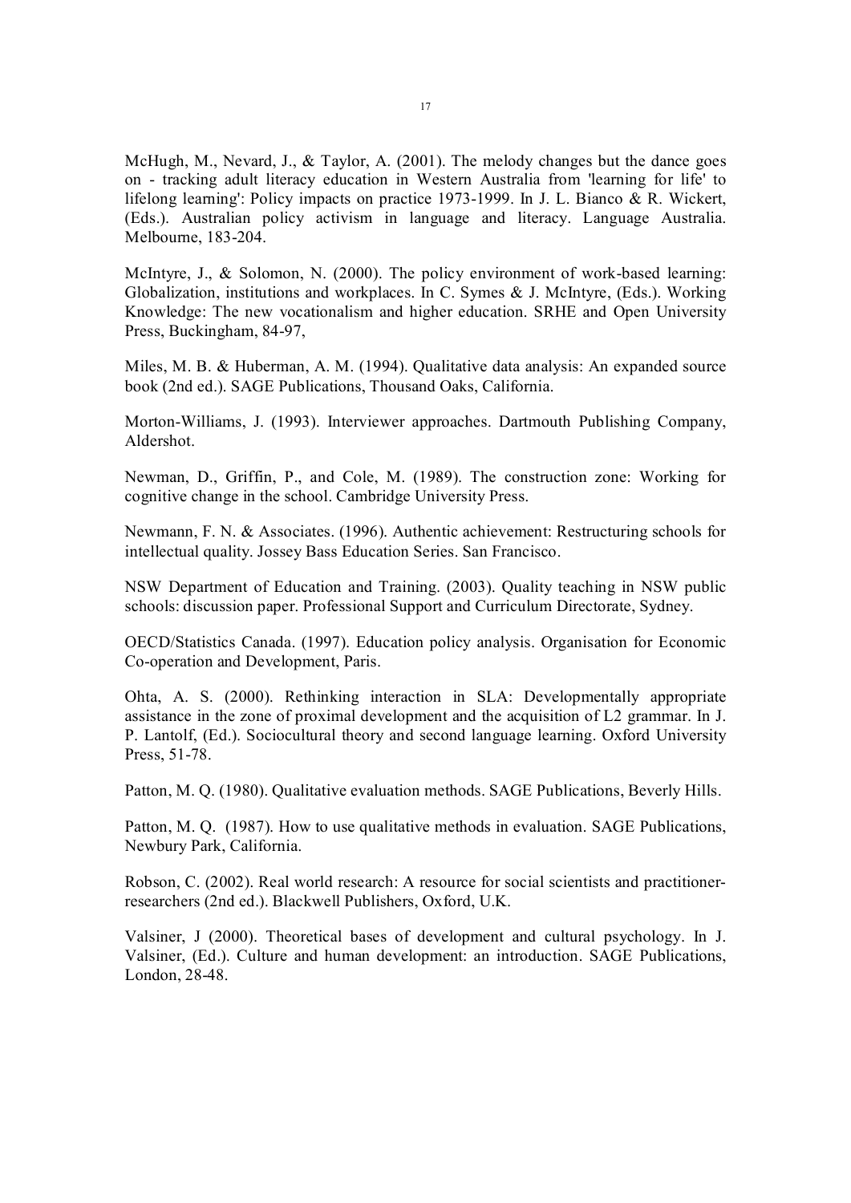McHugh, M., Nevard, J., & Taylor, A. (2001). The melody changes but the dance goes on - tracking adult literacy education in Western Australia from 'learning for life' to lifelong learning': Policy impacts on practice 1973-1999. In J. L. Bianco & R. Wickert, (Eds.). Australian policy activism in language and literacy. Language Australia. Melbourne, 183-204.

McIntyre, J., & Solomon, N. (2000). The policy environment of work-based learning: Globalization, institutions and workplaces. In C. Symes & J. McIntyre, (Eds.). Working Knowledge: The new vocationalism and higher education. SRHE and Open University Press, Buckingham, 84-97,

Miles, M. B. & Huberman, A. M. (1994). Qualitative data analysis: An expanded source book (2nd ed.). SAGE Publications, Thousand Oaks, California.

Morton-Williams, J. (1993). Interviewer approaches. Dartmouth Publishing Company, Aldershot.

Newman, D., Griffin, P., and Cole, M. (1989). The construction zone: Working for cognitive change in the school. Cambridge University Press.

Newmann, F. N. & Associates. (1996). Authentic achievement: Restructuring schools for intellectual quality. Jossey Bass Education Series. San Francisco.

NSW Department of Education and Training. (2003). Quality teaching in NSW public schools: discussion paper. Professional Support and Curriculum Directorate, Sydney.

OECD/Statistics Canada. (1997). Education policy analysis. Organisation for Economic Co-operation and Development, Paris.

Ohta, A. S. (2000). Rethinking interaction in SLA: Developmentally appropriate assistance in the zone of proximal development and the acquisition of L2 grammar. In J. P. Lantolf, (Ed.). Sociocultural theory and second language learning. Oxford University Press, 51-78.

Patton, M. Q. (1980). Qualitative evaluation methods. SAGE Publications, Beverly Hills.

Patton, M. Q. (1987). How to use qualitative methods in evaluation. SAGE Publications, Newbury Park, California.

Robson, C. (2002). Real world research: A resource for social scientists and practitioner-researchers (2nd ed.). Blackwell Publishers, Oxford, U.K.

Valsiner, J (2000). Theoretical bases of development and cultural psychology. In J. Valsiner, (Ed.). Culture and human development: an introduction. SAGE Publications, London, 28-48.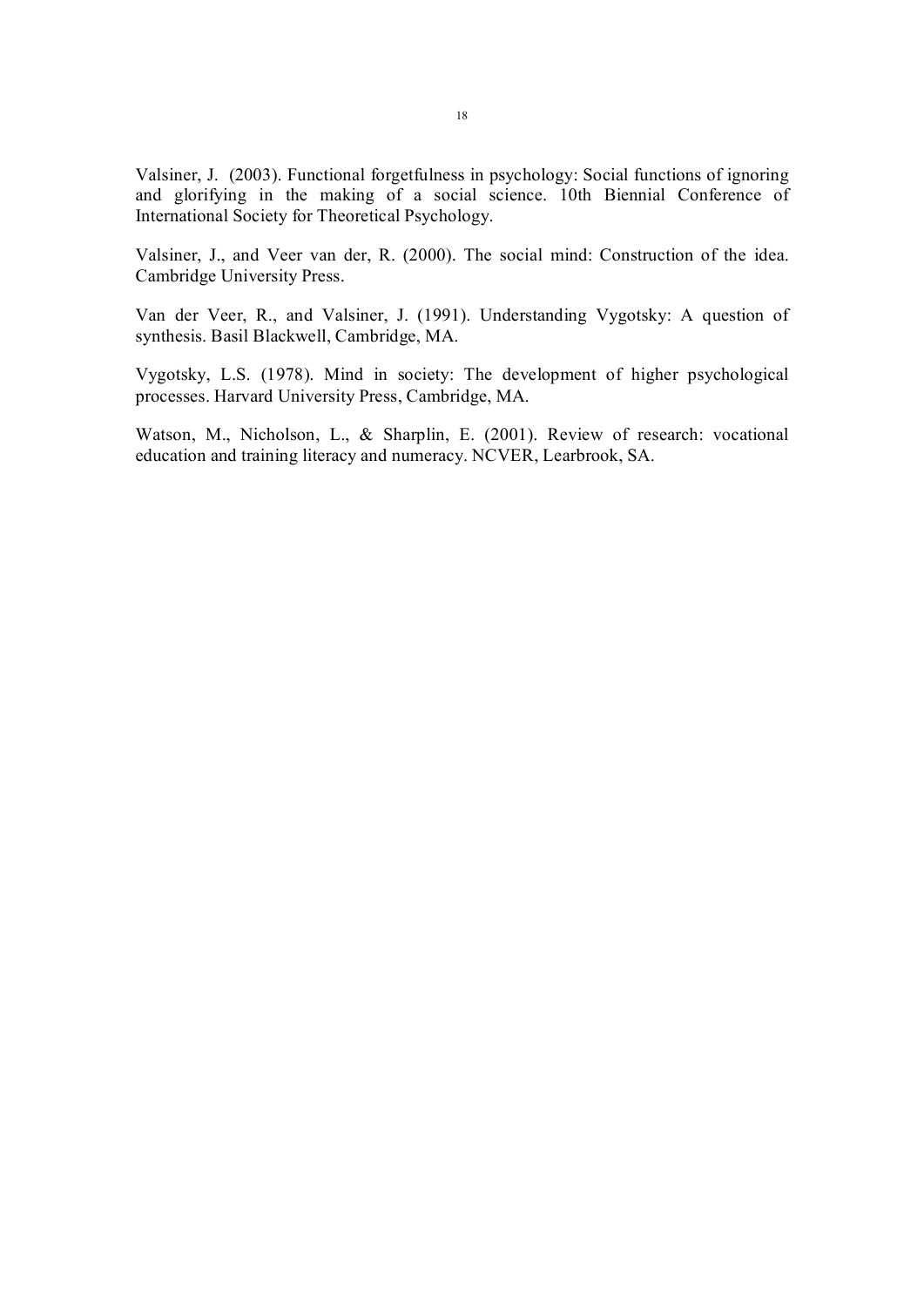Valsiner, J. (2003). Functional forgetfulness in psychology: Social functions of ignoring and glorifying in the making of a social science. 10th Biennial Conference of International Society for Theoretical Psychology.

Valsiner, J., and Veer van der, R. (2000). The social mind: Construction of the idea. Cambridge University Press.

Van der Veer, R., and Valsiner, J. (1991). Understanding Vygotsky: A question of synthesis. Basil Blackwell, Cambridge, MA.

Vygotsky, L.S. (1978). Mind in society: The development of higher psychological processes. Harvard University Press, Cambridge, MA.

Watson, M., Nicholson, L., & Sharplin, E. (2001). Review of research: vocational education and training literacy and numeracy. NCVER, Learbrook, SA.